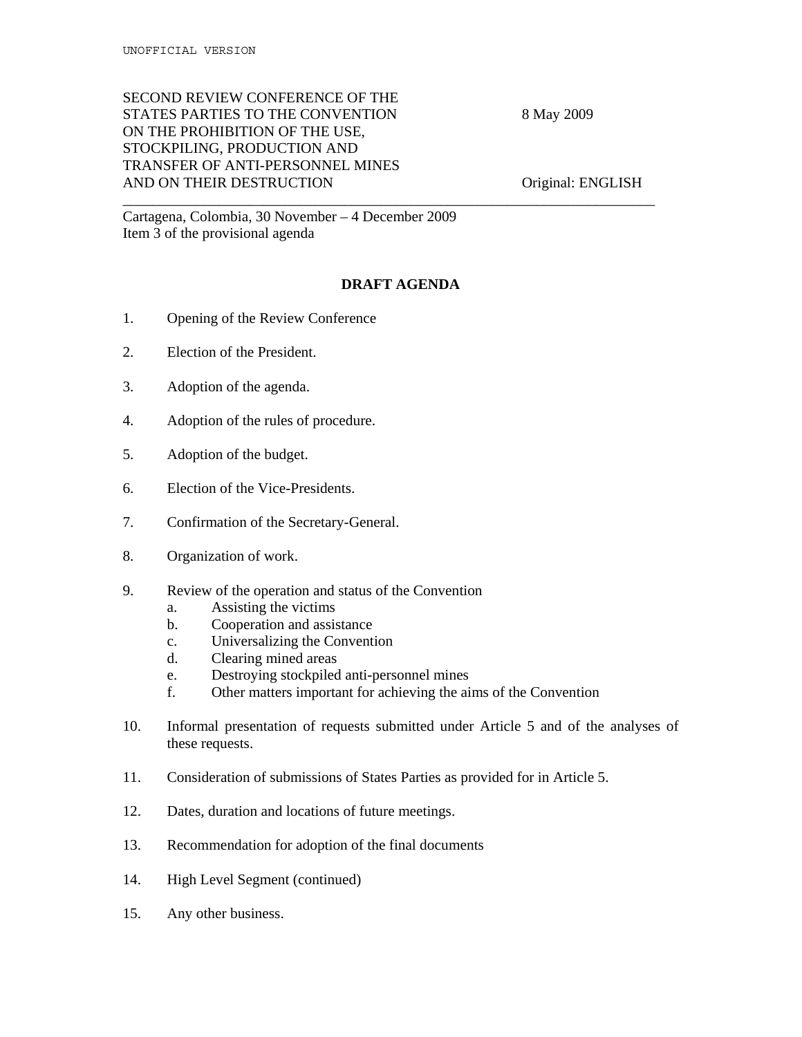UNOFFICIAL VERSION

SECOND REVIEW CONFERENCE OF THE STATES PARTIES TO THE CONVENTION ON THE PROHIBITION OF THE USE, STOCKPILING, PRODUCTION AND TRANSFER OF ANTI-PERSONNEL MINES AND ON THEIR DESTRUCTION

8 May 2009

Original: ENGLISH

Cartagena, Colombia, 30 November – 4 December 2009
Item 3 of the provisional agenda

**DRAFT AGENDA**

1. Opening of the Review Conference

2. Election of the President.

3. Adoption of the agenda.

4. Adoption of the rules of procedure.

5. Adoption of the budget.

6. Election of the Vice-Presidents.

7. Confirmation of the Secretary-General.

8. Organization of work.

9. Review of the operation and status of the Convention
   a. Assisting the victims
   b. Cooperation and assistance
   c. Universalizing the Convention
   d. Clearing mined areas
   e. Destroying stockpiled anti-personnel mines
   f. Other matters important for achieving the aims of the Convention

10. Informal presentation of requests submitted under Article 5 and of the analyses of these requests.

11. Consideration of submissions of States Parties as provided for in Article 5.

12. Dates, duration and locations of future meetings.

13. Recommendation for adoption of the final documents

14. High Level Segment (continued)

15. Any other business.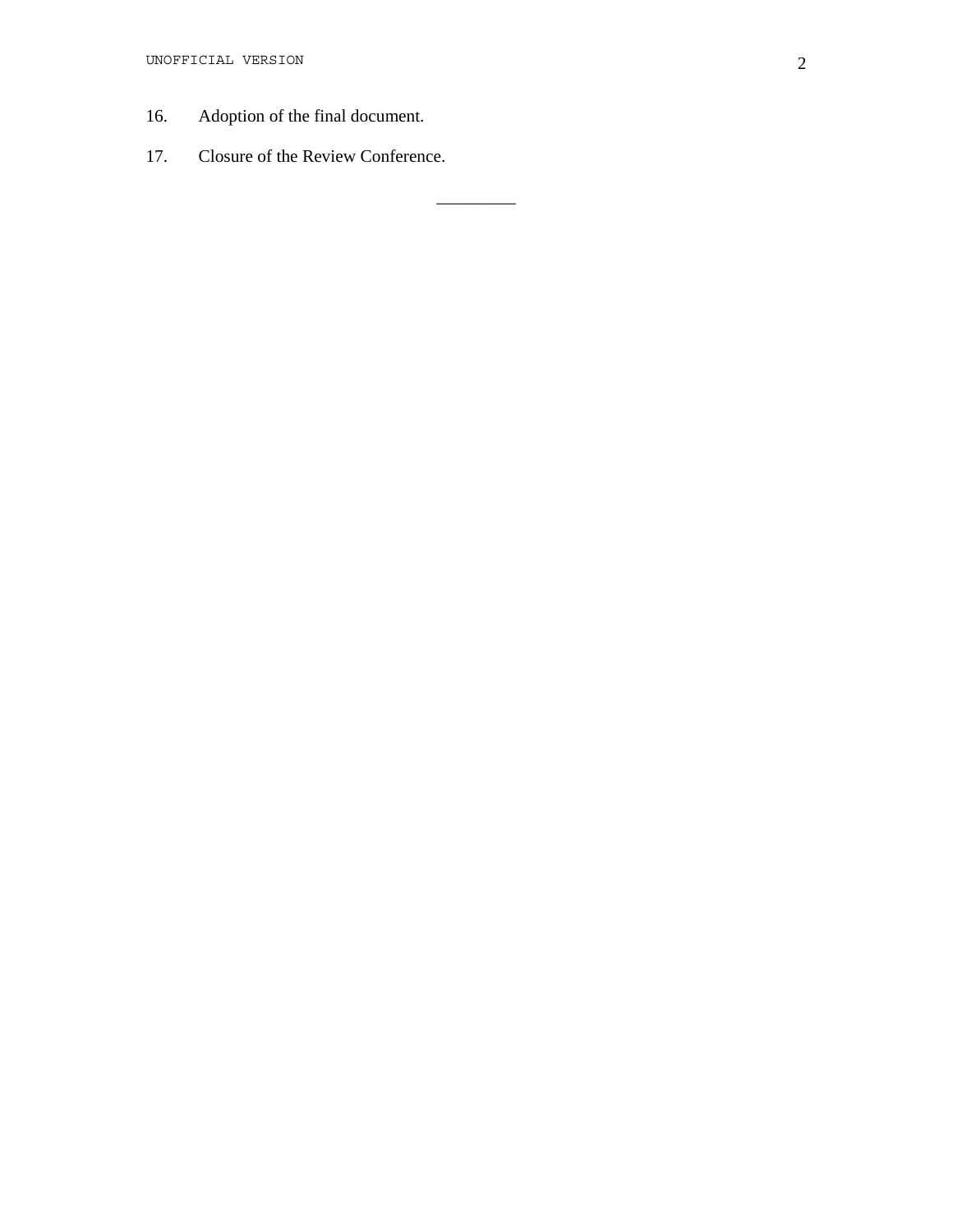16. Adoption of the final document.

17. Closure of the Review Conference.

_________